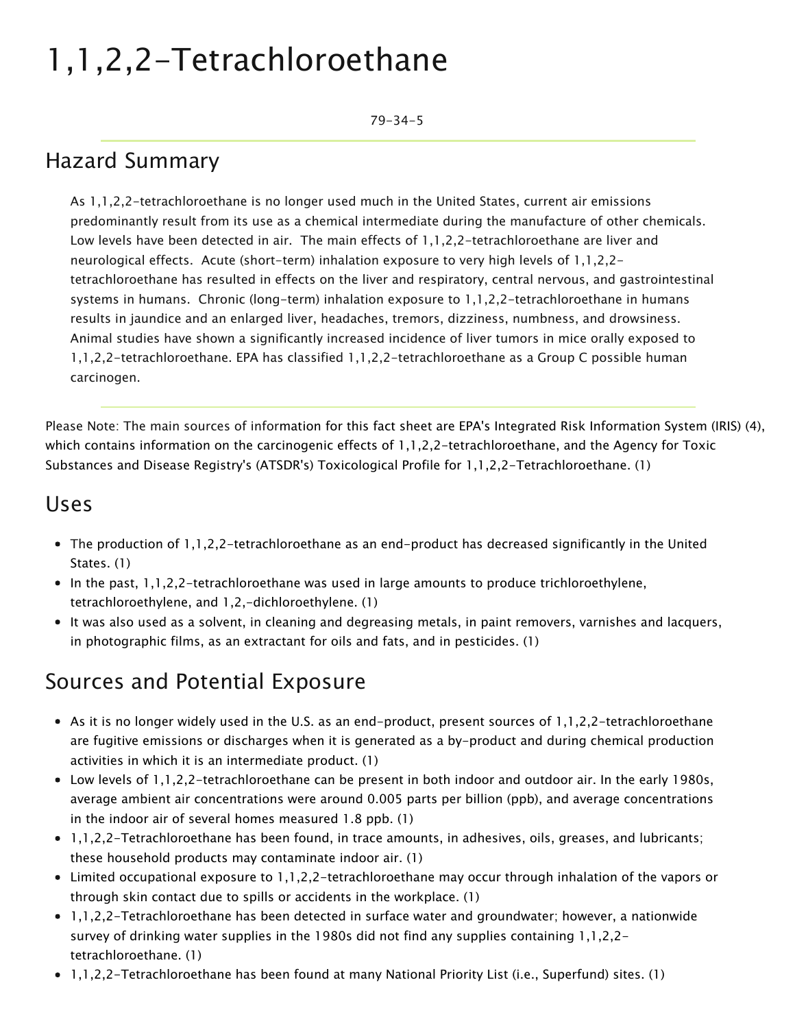# 1,1,2,2-Tetrachloroethane

79-34-5

## Hazard Summary

As 1,1,2,2-tetrachloroethane is no longer used much in the United States, current air emissions predominantly result from its use as a chemical intermediate during the manufacture of other chemicals. Low levels have been detected in air. The main effects of 1,1,2,2-tetrachloroethane are liver and neurological effects. Acute (short-term) inhalation exposure to very high levels of 1,1,2,2-tetrachloroethane has resulted in effects on the liver and respiratory, central nervous, and gastrointestinal systems in humans. Chronic (long-term) inhalation exposure to 1,1,2,2-tetrachloroethane in humans results in jaundice and an enlarged liver, headaches, tremors, dizziness, numbness, and drowsiness. Animal studies have shown a significantly increased incidence of liver tumors in mice orally exposed to 1,1,2,2-tetrachloroethane. EPA has classified 1,1,2,2-tetrachloroethane as a Group C possible human carcinogen.

Please Note: The main sources of information for this fact sheet are EPA's Integrated Risk Information System (IRIS) (4), which contains information on the carcinogenic effects of 1,1,2,2-tetrachloroethane, and the Agency for Toxic Substances and Disease Registry's (ATSDR's) Toxicological Profile for 1,1,2,2-Tetrachloroethane. (1)

## Uses

- The production of 1,1,2,2-tetrachloroethane as an end-product has decreased significantly in the United States. (1)
- In the past, 1,1,2,2-tetrachloroethane was used in large amounts to produce trichloroethylene, tetrachloroethylene, and 1,2,-dichloroethylene. (1)
- It was also used as a solvent, in cleaning and degreasing metals, in paint removers, varnishes and lacquers, in photographic films, as an extractant for oils and fats, and in pesticides. (1)

## Sources and Potential Exposure

- As it is no longer widely used in the U.S. as an end-product, present sources of 1,1,2,2-tetrachloroethane are fugitive emissions or discharges when it is generated as a by-product and during chemical production activities in which it is an intermediate product. (1)
- Low levels of 1,1,2,2-tetrachloroethane can be present in both indoor and outdoor air. In the early 1980s, average ambient air concentrations were around 0.005 parts per billion (ppb), and average concentrations in the indoor air of several homes measured 1.8 ppb. (1)
- 1,1,2,2-Tetrachloroethane has been found, in trace amounts, in adhesives, oils, greases, and lubricants; these household products may contaminate indoor air. (1)
- Limited occupational exposure to 1,1,2,2-tetrachloroethane may occur through inhalation of the vapors or through skin contact due to spills or accidents in the workplace. (1)
- 1,1,2,2-Tetrachloroethane has been detected in surface water and groundwater; however, a nationwide survey of drinking water supplies in the 1980s did not find any supplies containing 1,1,2,2-tetrachloroethane. (1)
- 1,1,2,2-Tetrachloroethane has been found at many National Priority List (i.e., Superfund) sites. (1)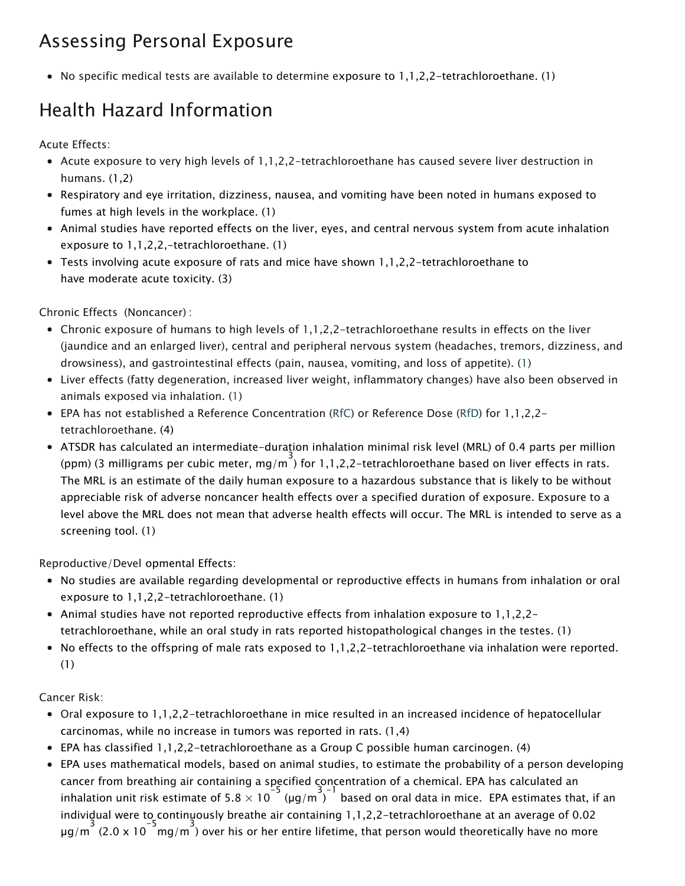## Assessing Personal Exposure

- No specific medical tests are available to determine exposure to 1,1,2,2-tetrachloroethane. (1)

## Health Hazard Information

Acute Effects:

- Acute exposure to very high levels of 1,1,2,2-tetrachloroethane has caused severe liver destruction in humans. (1,2)
- Respiratory and eye irritation, dizziness, nausea, and vomiting have been noted in humans exposed to fumes at high levels in the workplace. (1)
- Animal studies have reported effects on the liver, eyes, and central nervous system from acute inhalation exposure to 1,1,2,2,-tetrachloroethane. (1)
- Tests involving acute exposure of rats and mice have shown 1,1,2,2-tetrachloroethane to have moderate acute toxicity. (3)

Chronic Effects (Noncancer):

- Chronic exposure of humans to high levels of 1,1,2,2-tetrachloroethane results in effects on the liver (jaundice and an enlarged liver), central and peripheral nervous system (headaches, tremors, dizziness, and drowsiness), and gastrointestinal effects (pain, nausea, vomiting, and loss of appetite). (1)
- Liver effects (fatty degeneration, increased liver weight, inflammatory changes) have also been observed in animals exposed via inhalation. (1)
- EPA has not established a Reference Concentration (RfC) or Reference Dose (RfD) for 1,1,2,2-tetrachloroethane. (4)
- ATSDR has calculated an intermediate-duration inhalation minimal risk level (MRL) of 0.4 parts per million (ppm) (3 milligrams per cubic meter, mg/$m^3$) for 1,1,2,2-tetrachloroethane based on liver effects in rats. The MRL is an estimate of the daily human exposure to a hazardous substance that is likely to be without appreciable risk of adverse noncancer health effects over a specified duration of exposure. Exposure to a level above the MRL does not mean that adverse health effects will occur. The MRL is intended to serve as a screening tool. (1)

Reproductive/Devel opmental Effects:

- No studies are available regarding developmental or reproductive effects in humans from inhalation or oral exposure to 1,1,2,2-tetrachloroethane. (1)
- Animal studies have not reported reproductive effects from inhalation exposure to 1,1,2,2-tetrachloroethane, while an oral study in rats reported histopathological changes in the testes. (1)
- No effects to the offspring of male rats exposed to 1,1,2,2-tetrachloroethane via inhalation were reported. (1)

Cancer Risk:

- Oral exposure to 1,1,2,2-tetrachloroethane in mice resulted in an increased incidence of hepatocellular carcinomas, while no increase in tumors was reported in rats. (1,4)
- EPA has classified 1,1,2,2-tetrachloroethane as a Group C possible human carcinogen. (4)
- EPA uses mathematical models, based on animal studies, to estimate the probability of a person developing cancer from breathing air containing a specified concentration of a chemical. EPA has calculated an inhalation unit risk estimate of $5.8 \times 10^{-5}$ $(\mu g/m^3)^{-1}$ based on oral data in mice. EPA estimates that, if an individual were to continuously breathe air containing 1,1,2,2-tetrachloroethane at an average of 0.02 $\mu g/m^3$ ($2.0 \times 10^{-5}$ $mg/m^3$) over his or her entire lifetime, that person would theoretically have no more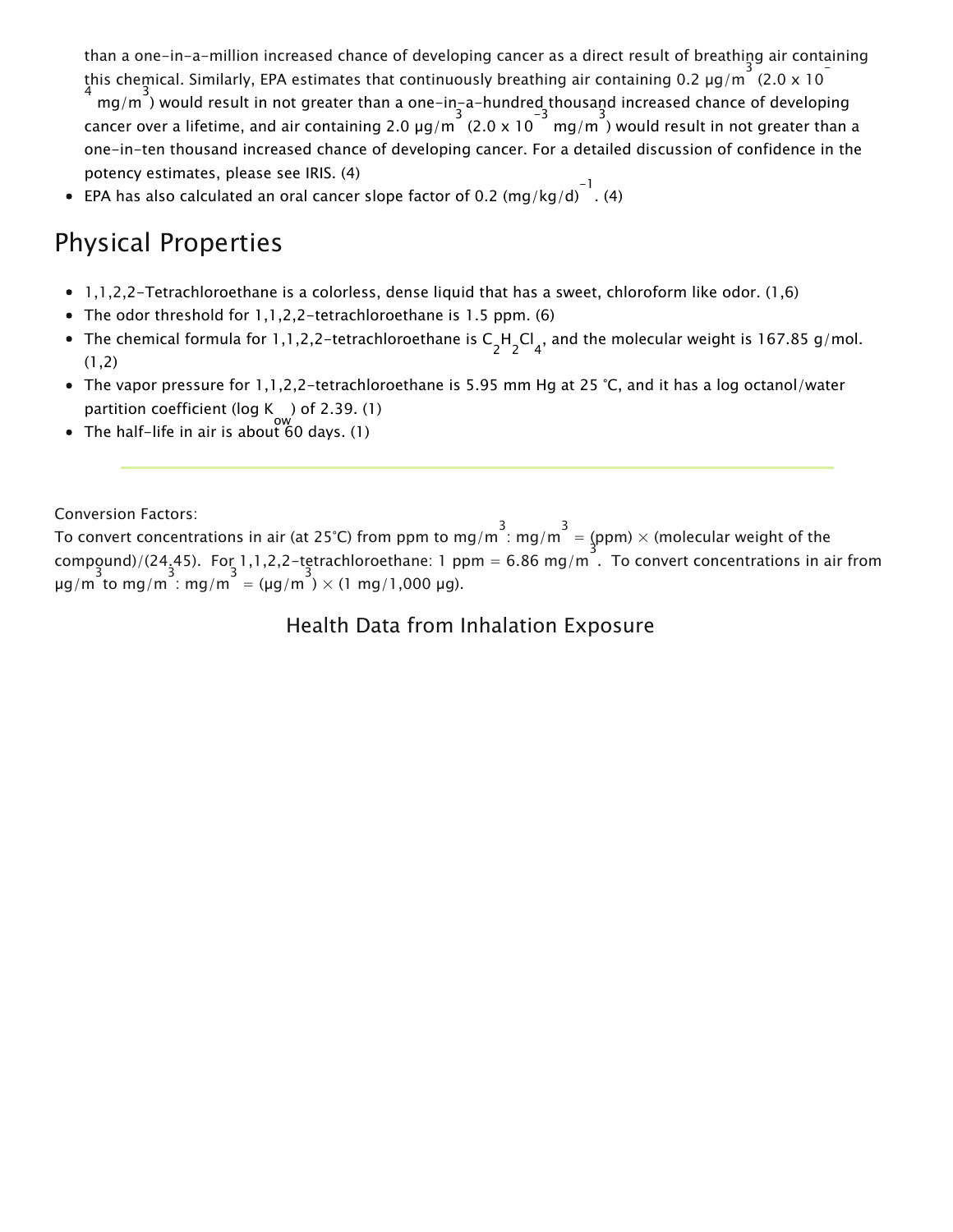than a one-in-a-million increased chance of developing cancer as a direct result of breathing air containing this chemical. Similarly, EPA estimates that continuously breathing air containing 0.2 µg/$m^3$ ($2.0 \times 10^{-4}$ mg/$m^3$) would result in not greater than a one-in-a-hundred thousand increased chance of developing cancer over a lifetime, and air containing 2.0 µg/$m^3$ ($2.0 \times 10^{-3}$ mg/$m^3$) would result in not greater than a one-in-ten thousand increased chance of developing cancer. For a detailed discussion of confidence in the potency estimates, please see IRIS. (4)

- EPA has also calculated an oral cancer slope factor of 0.2 $(mg/kg/d)^{-1}$. (4)

## Physical Properties

- 1,1,2,2-Tetrachloroethane is a colorless, dense liquid that has a sweet, chloroform like odor. (1,6)
- The odor threshold for 1,1,2,2-tetrachloroethane is 1.5 ppm. (6)
- The chemical formula for 1,1,2,2-tetrachloroethane is $C_2H_2Cl_4$, and the molecular weight is 167.85 g/mol. (1,2)
- The vapor pressure for 1,1,2,2-tetrachloroethane is 5.95 mm Hg at 25 °C, and it has a log octanol/water partition coefficient (log $K_{ow}$) of 2.39. (1)
- The half-life in air is about 60 days. (1)

---

Conversion Factors:
To convert concentrations in air (at 25°C) from ppm to mg/$m^3$: mg/$m^3$ = (ppm) × (molecular weight of the compound)/(24.45). For 1,1,2,2-tetrachloroethane: 1 ppm = 6.86 mg/$m^3$. To convert concentrations in air from µg/$m^3$ to mg/$m^3$: mg/$m^3$ = (µg/$m^3$) × (1 mg/1,000 µg).

### Health Data from Inhalation Exposure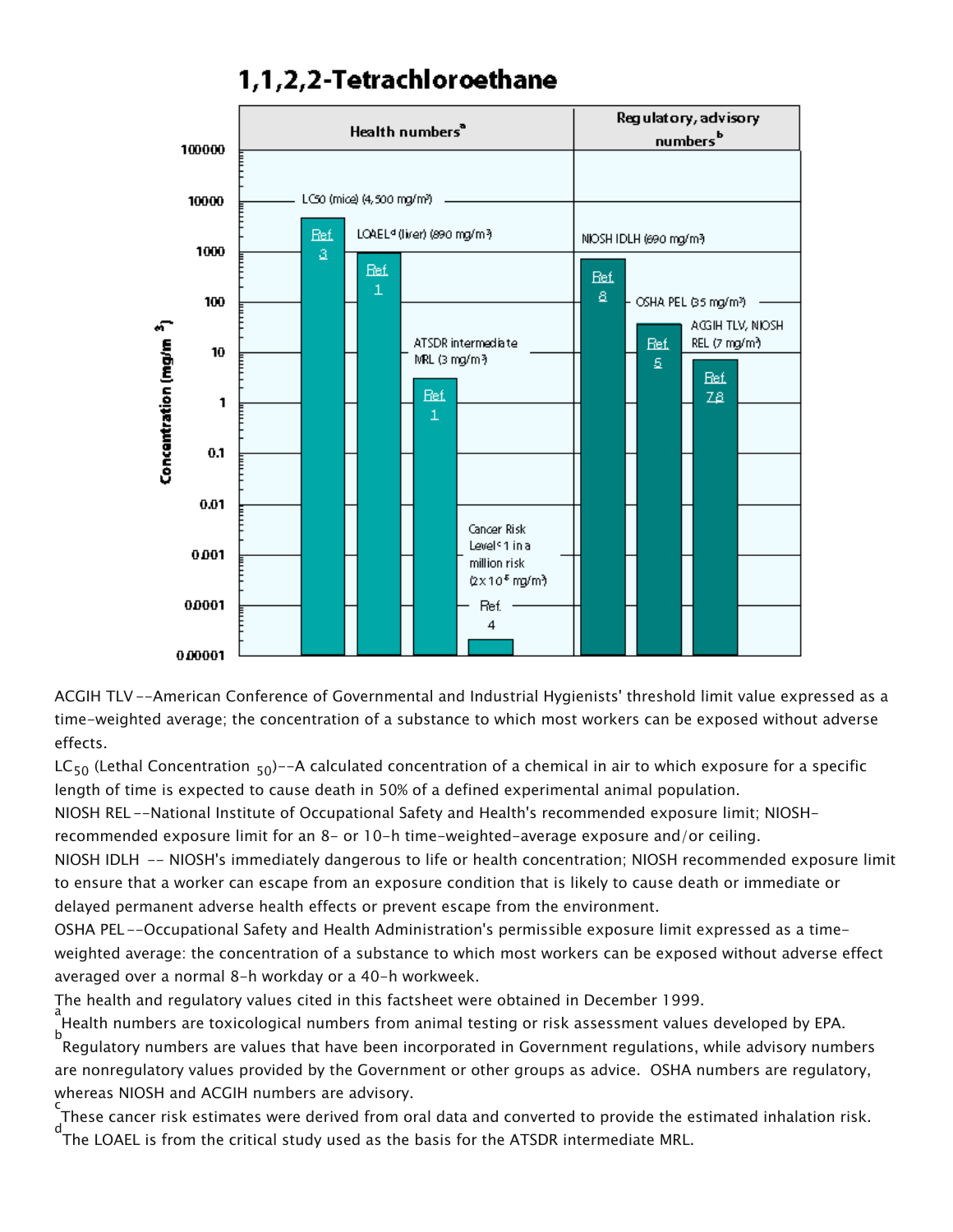# 1,1,2,2-Tetrachloroethane

Health numbers[a]

Regulatory, advisory numbers[b]

100000

10000

1000

100

10

1

0.1

0.01

0.001

0.0001

0.00001

Concentration (mg/m[3])

LC50 (mice) (4,500 mg/m[3])

Ref. 3

LOAEL[d] (liver) (890 mg/m[3])

Ref. 1

ATSDR intermediate MRL (3 mg/m[3])

Ref. 1

Cancer Risk Level[c] 1 in a million risk ($2 \times 10^{-5}$ mg/m[3])

Ref. 4

NIOSH IDLH (690 mg/m[3])

Ref. 8

OSHA PEL (35 mg/m[3])

Ref. 5

ACGIH TLV, NIOSH REL (7 mg/m[3])

Ref. 7,8

ACGIH TLV--American Conference of Governmental and Industrial Hygienists' threshold limit value expressed as a time-weighted average; the concentration of a substance to which most workers can be exposed without adverse effects.

$LC_{50}$ (Lethal Concentration $_{50}$)--A calculated concentration of a chemical in air to which exposure for a specific length of time is expected to cause death in 50% of a defined experimental animal population.

NIOSH REL--National Institute of Occupational Safety and Health's recommended exposure limit; NIOSH-recommended exposure limit for an 8- or 10-h time-weighted-average exposure and/or ceiling.

NIOSH IDLH -- NIOSH's immediately dangerous to life or health concentration; NIOSH recommended exposure limit to ensure that a worker can escape from an exposure condition that is likely to cause death or immediate or delayed permanent adverse health effects or prevent escape from the environment.

OSHA PEL--Occupational Safety and Health Administration's permissible exposure limit expressed as a time-weighted average: the concentration of a substance to which most workers can be exposed without adverse effect averaged over a normal 8-h workday or a 40-h workweek.

The health and regulatory values cited in this factsheet were obtained in December 1999.

[a] Health numbers are toxicological numbers from animal testing or risk assessment values developed by EPA.

[b] Regulatory numbers are values that have been incorporated in Government regulations, while advisory numbers are nonregulatory values provided by the Government or other groups as advice. OSHA numbers are regulatory, whereas NIOSH and ACGIH numbers are advisory.

[c] These cancer risk estimates were derived from oral data and converted to provide the estimated inhalation risk.

[d] The LOAEL is from the critical study used as the basis for the ATSDR intermediate MRL.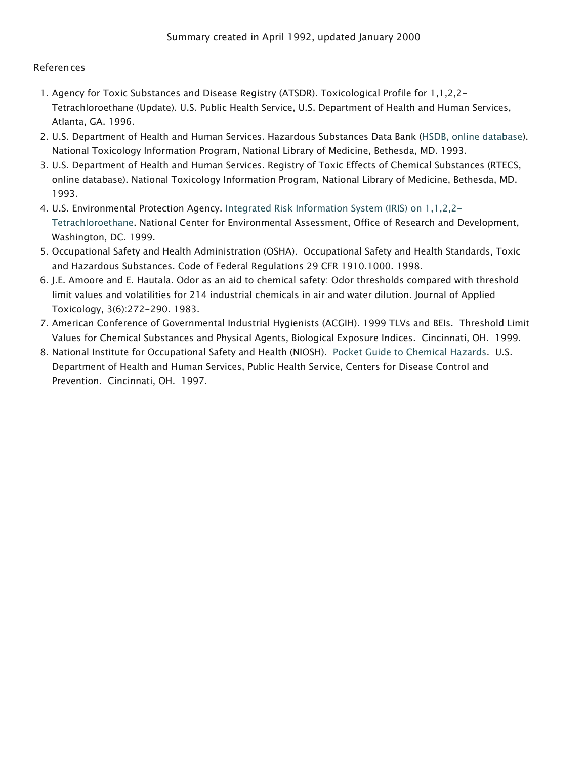Summary created in April 1992, updated January 2000

References

1. Agency for Toxic Substances and Disease Registry (ATSDR). Toxicological Profile for 1,1,2,2-Tetrachloroethane (Update). U.S. Public Health Service, U.S. Department of Health and Human Services, Atlanta, GA. 1996.
2. U.S. Department of Health and Human Services. Hazardous Substances Data Bank (HSDB, online database). National Toxicology Information Program, National Library of Medicine, Bethesda, MD. 1993.
3. U.S. Department of Health and Human Services. Registry of Toxic Effects of Chemical Substances (RTECS, online database). National Toxicology Information Program, National Library of Medicine, Bethesda, MD. 1993.
4. U.S. Environmental Protection Agency. Integrated Risk Information System (IRIS) on 1,1,2,2-Tetrachloroethane. National Center for Environmental Assessment, Office of Research and Development, Washington, DC. 1999.
5. Occupational Safety and Health Administration (OSHA). Occupational Safety and Health Standards, Toxic and Hazardous Substances. Code of Federal Regulations 29 CFR 1910.1000. 1998.
6. J.E. Amoore and E. Hautala. Odor as an aid to chemical safety: Odor thresholds compared with threshold limit values and volatilities for 214 industrial chemicals in air and water dilution. Journal of Applied Toxicology, 3(6):272-290. 1983.
7. American Conference of Governmental Industrial Hygienists (ACGIH). 1999 TLVs and BEIs. Threshold Limit Values for Chemical Substances and Physical Agents, Biological Exposure Indices. Cincinnati, OH. 1999.
8. National Institute for Occupational Safety and Health (NIOSH). Pocket Guide to Chemical Hazards. U.S. Department of Health and Human Services, Public Health Service, Centers for Disease Control and Prevention. Cincinnati, OH. 1997.